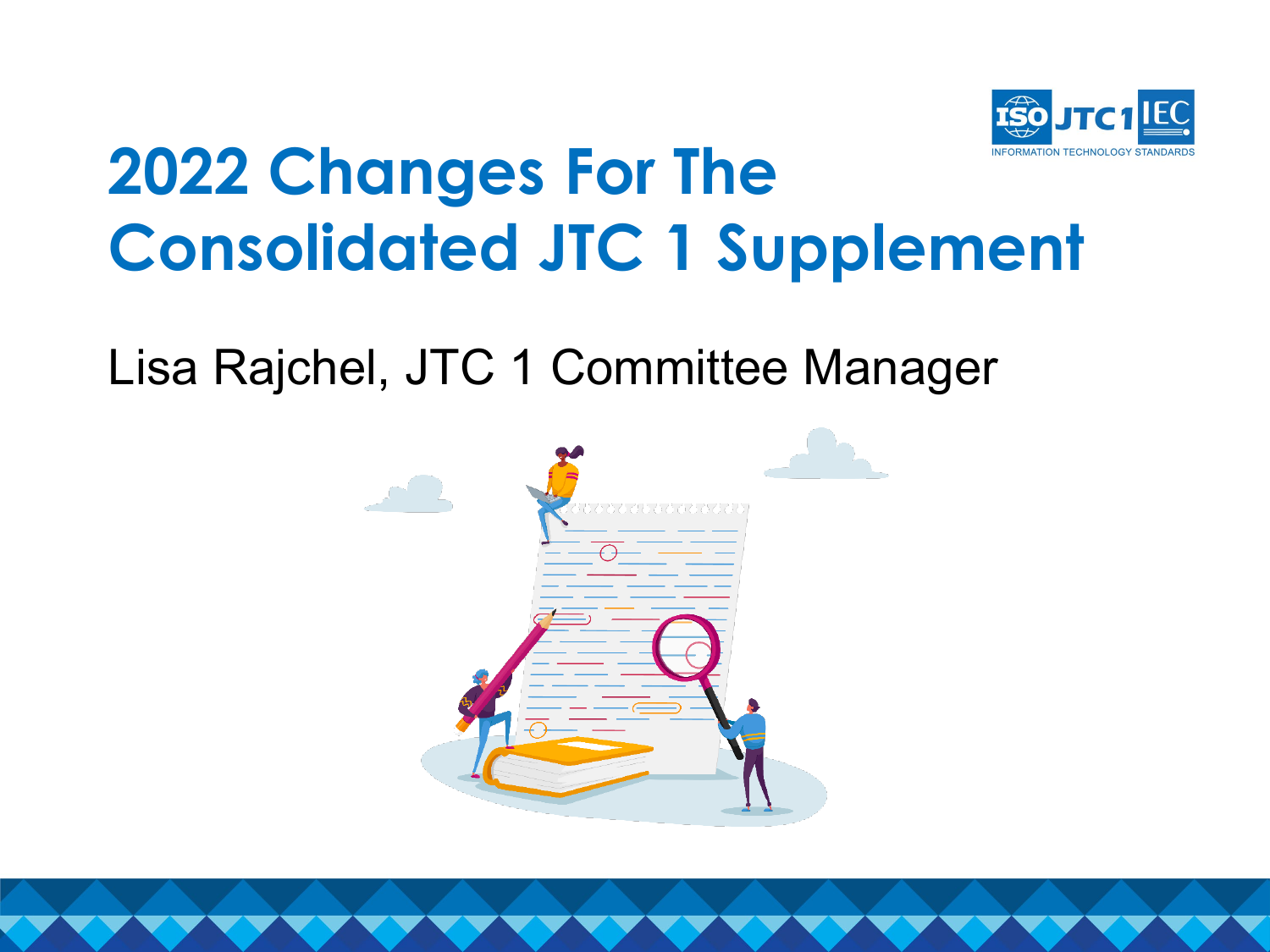# 2022 Changes For The Consolidated JTC 1 Supplement

Lisa Rajchel, JTC 1 Committee Manager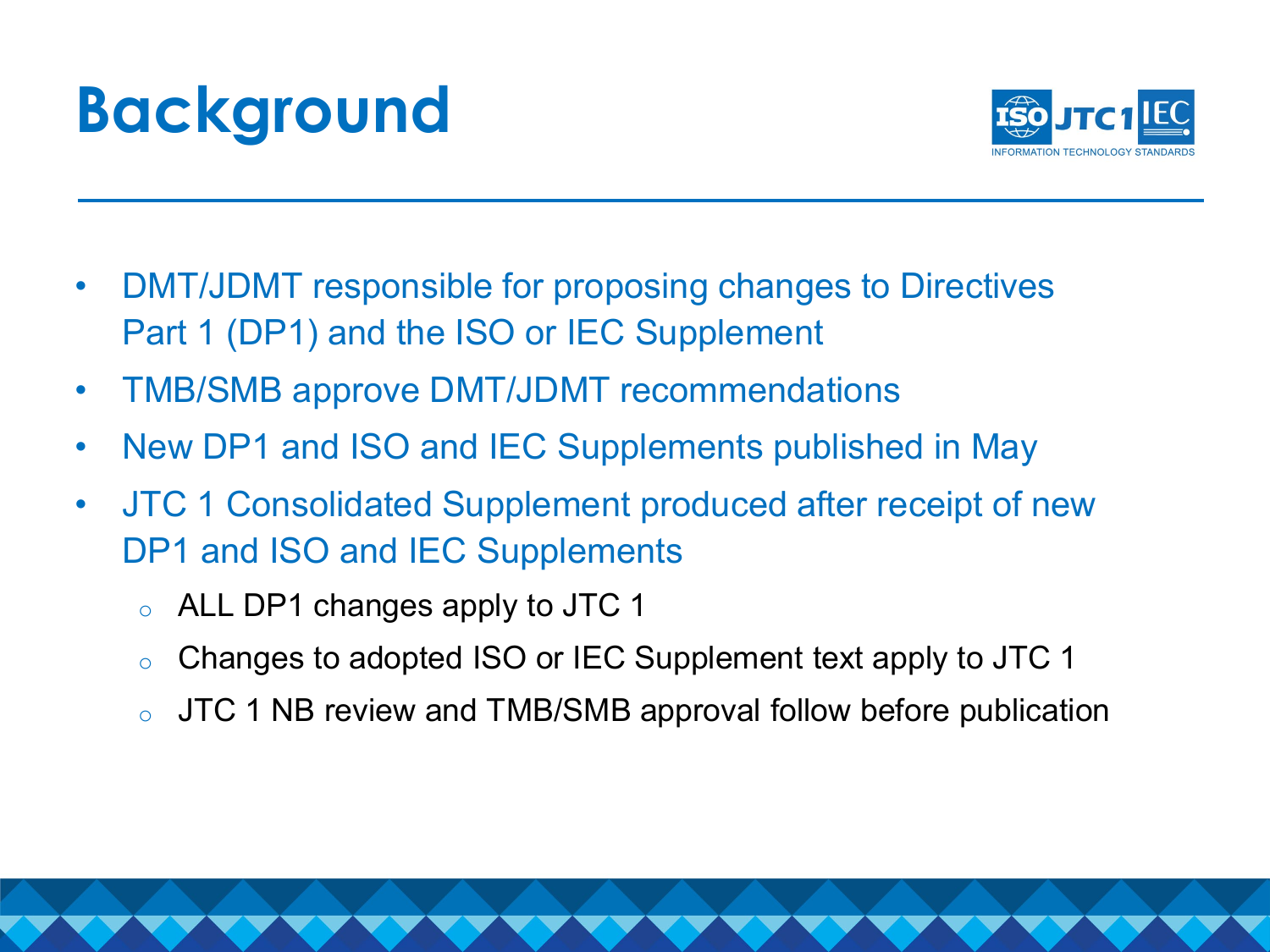# Background

- DMT/JDMT responsible for proposing changes to Directives Part 1 (DP1) and the ISO or IEC Supplement
- TMB/SMB approve DMT/JDMT recommendations
- New DP1 and ISO and IEC Supplements published in May
- JTC 1 Consolidated Supplement produced after receipt of new DP1 and ISO and IEC Supplements
  - ALL DP1 changes apply to JTC 1
  - Changes to adopted ISO or IEC Supplement text apply to JTC 1
  - JTC 1 NB review and TMB/SMB approval follow before publication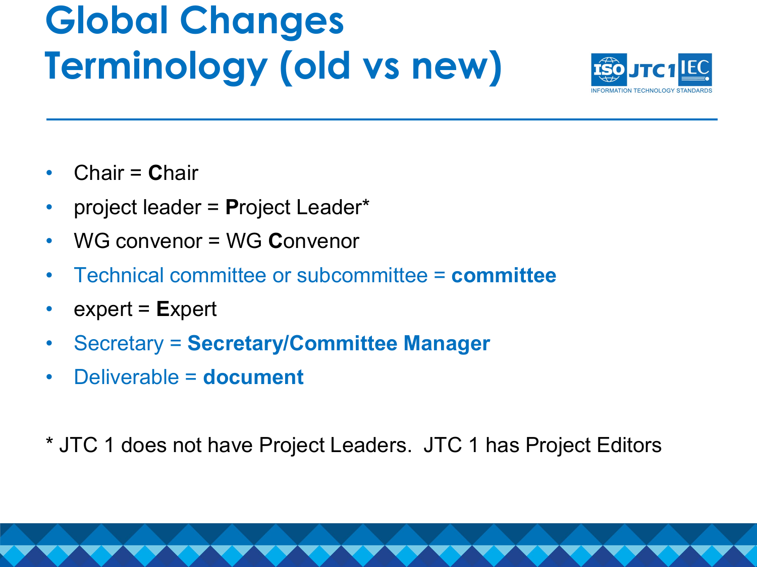# Global Changes Terminology (old vs new)

- Chair = **C**hair
- project leader = **P**roject Leader*
- WG convenor = WG **C**onvenor
- Technical committee or subcommittee = **committee**
- expert = **E**xpert
- Secretary = **Secretary/Committee Manager**
- Deliverable = **document**

* JTC 1 does not have Project Leaders. JTC 1 has Project Editors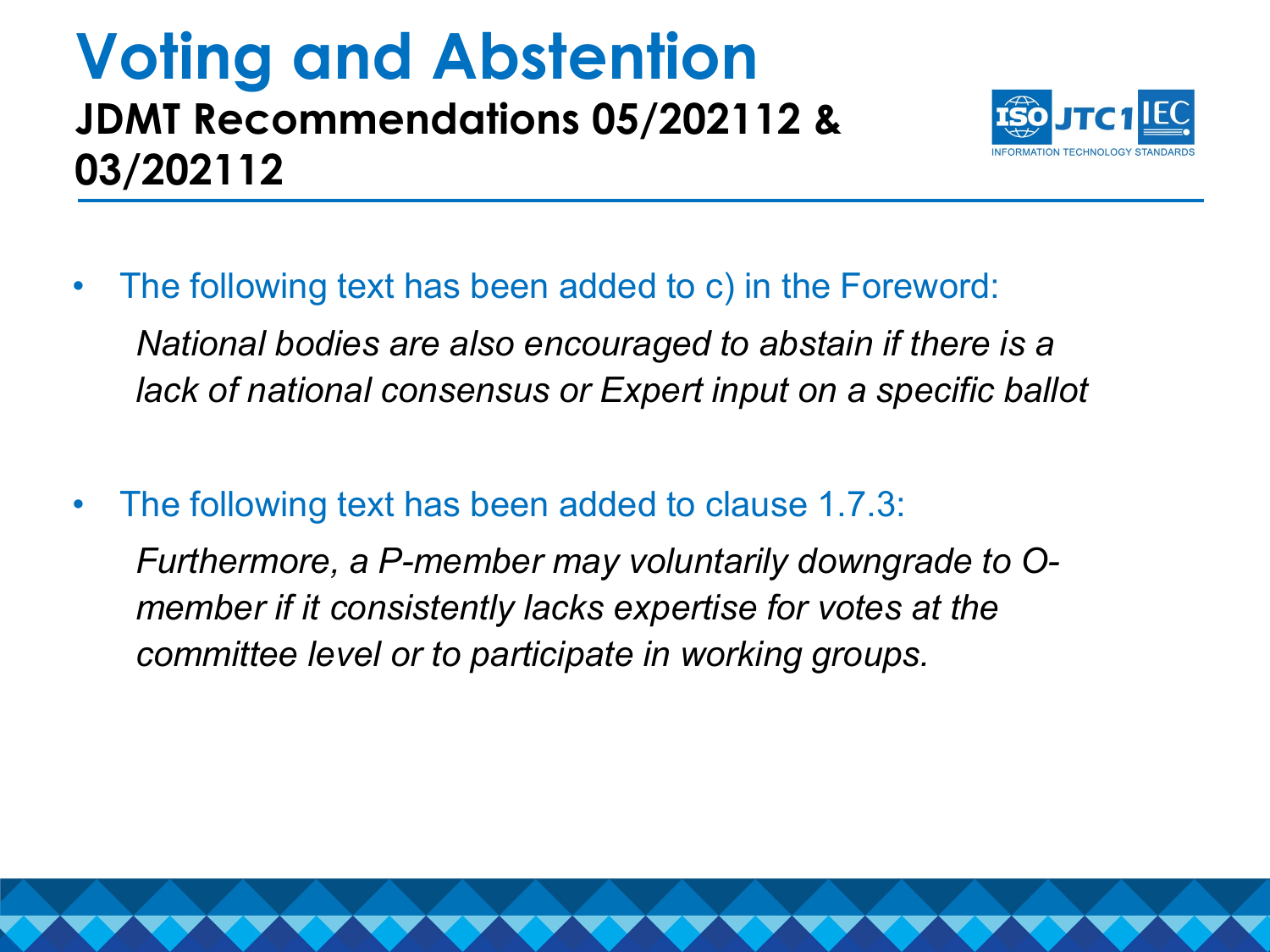# Voting and Abstention

## JDMT Recommendations 05/202112 & 03/202112

- The following text has been added to c) in the Foreword:

  *National bodies are also encouraged to abstain if there is a lack of national consensus or Expert input on a specific ballot*

- The following text has been added to clause 1.7.3:

  *Furthermore, a P-member may voluntarily downgrade to O-member if it consistently lacks expertise for votes at the committee level or to participate in working groups.*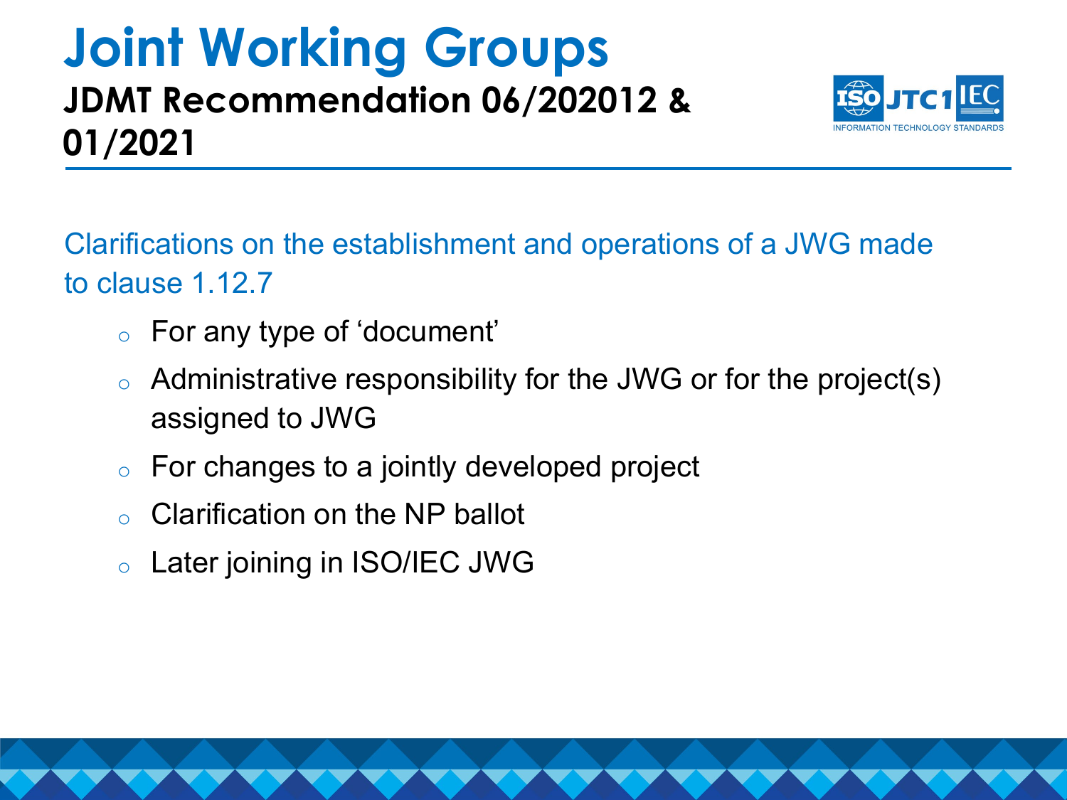# Joint Working Groups

## JDMT Recommendation 06/202012 & 01/2021

Clarifications on the establishment and operations of a JWG made to clause 1.12.7

- For any type of 'document'
- Administrative responsibility for the JWG or for the project(s) assigned to JWG
- For changes to a jointly developed project
- Clarification on the NP ballot
- Later joining in ISO/IEC JWG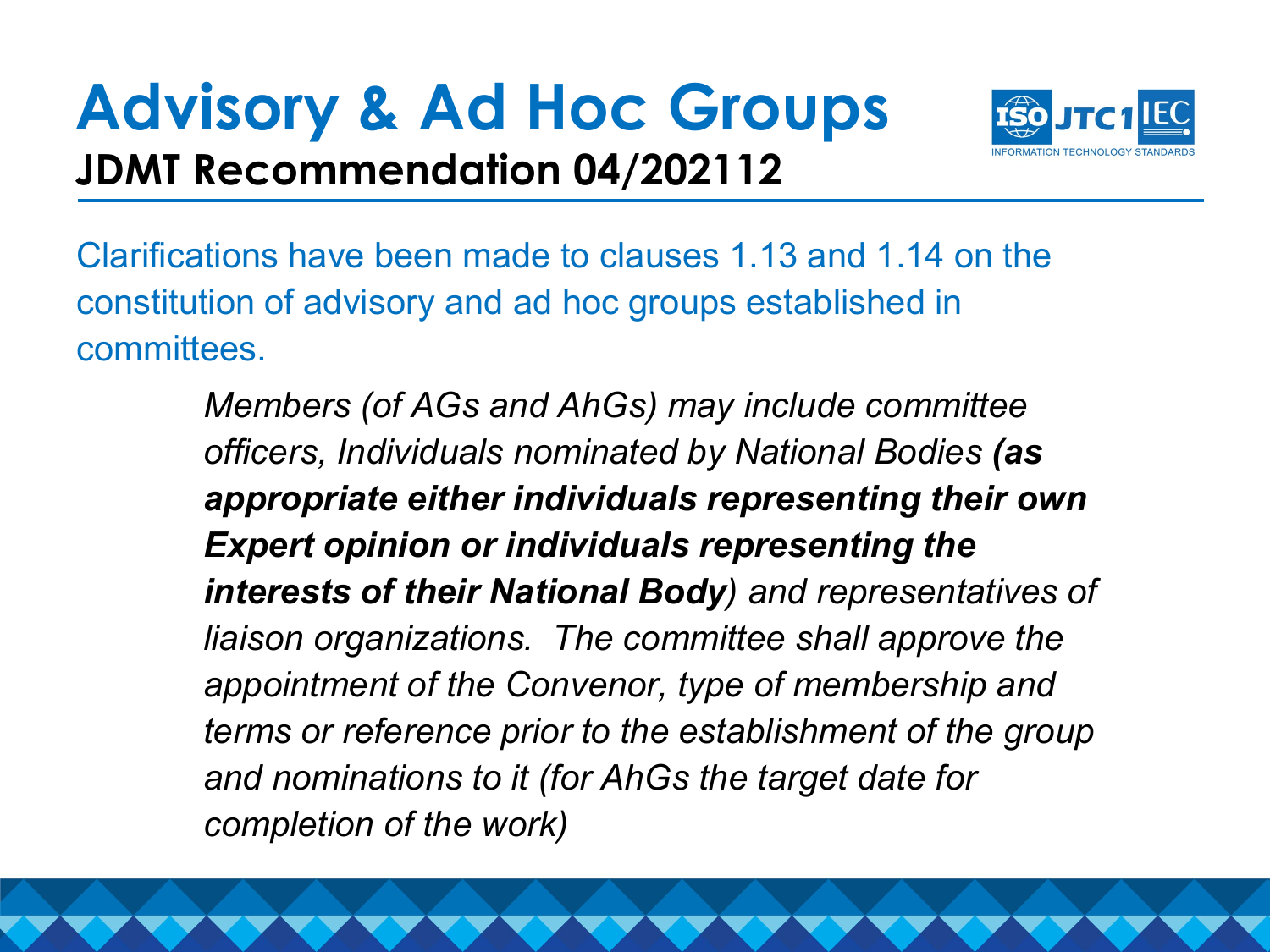# Advisory & Ad Hoc Groups

## JDMT Recommendation 04/202112

Clarifications have been made to clauses 1.13 and 1.14 on the constitution of advisory and ad hoc groups established in committees.

> *Members (of AGs and AhGs) may include committee officers, Individuals nominated by National Bodies **(as appropriate either individuals representing their own Expert opinion or individuals representing the interests of their National Body**) and representatives of liaison organizations. The committee shall approve the appointment of the Convenor, type of membership and terms or reference prior to the establishment of the group and nominations to it (for AhGs the target date for completion of the work)*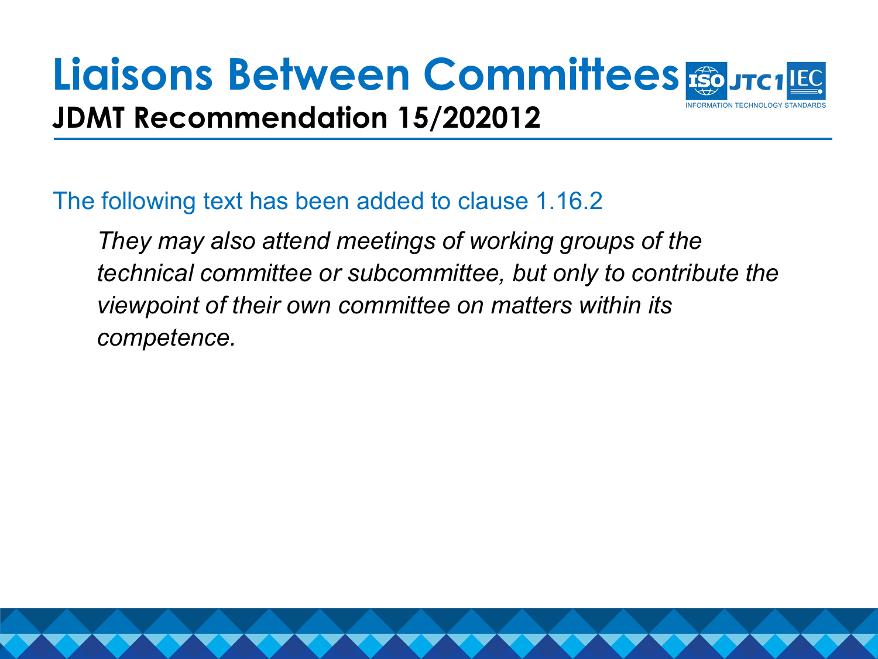# Liaisons Between Committees

## JDMT Recommendation 15/202012

The following text has been added to clause 1.16.2

> *They may also attend meetings of working groups of the technical committee or subcommittee, but only to contribute the viewpoint of their own committee on matters within its competence.*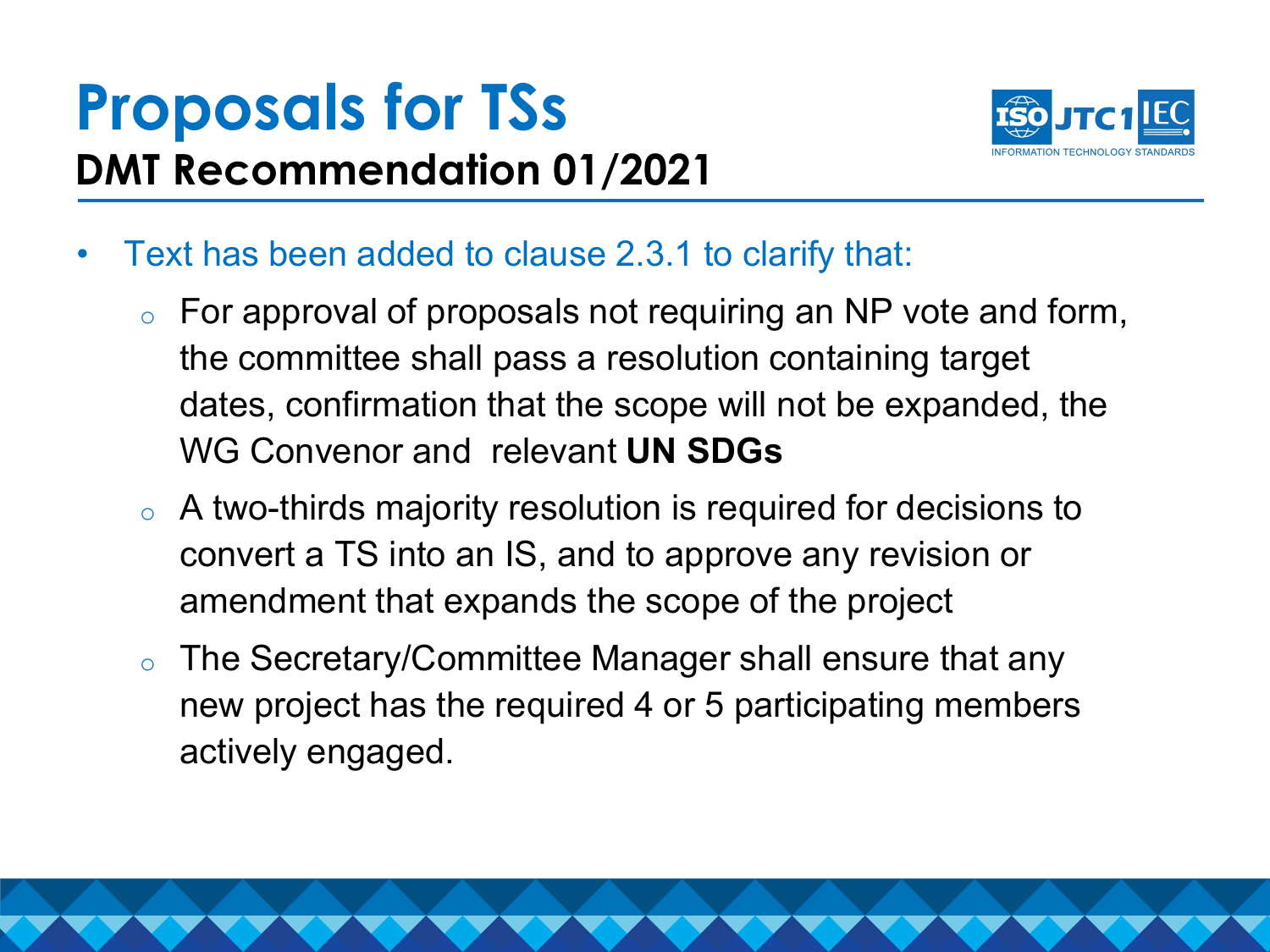# Proposals for TSs

## DMT Recommendation 01/2021

- Text has been added to clause 2.3.1 to clarify that:
  - For approval of proposals not requiring an NP vote and form, the committee shall pass a resolution containing target dates, confirmation that the scope will not be expanded, the WG Convenor and relevant **UN SDGs**
  - A two-thirds majority resolution is required for decisions to convert a TS into an IS, and to approve any revision or amendment that expands the scope of the project
  - The Secretary/Committee Manager shall ensure that any new project has the required 4 or 5 participating members actively engaged.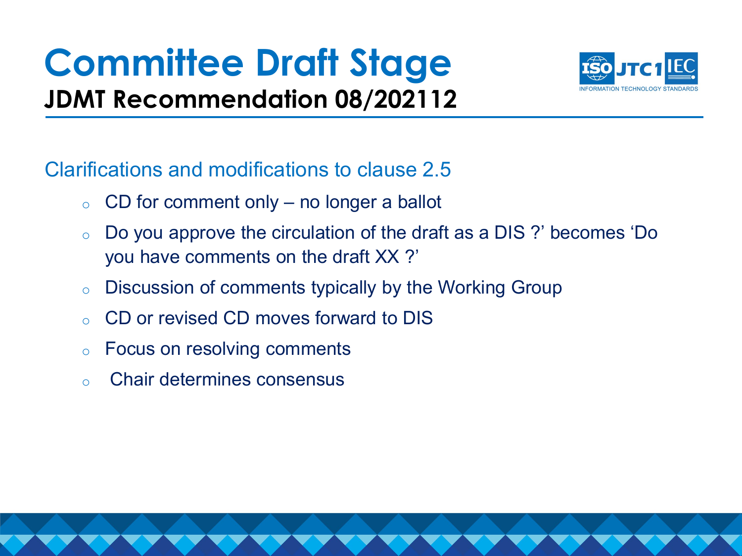# Committee Draft Stage

## JDMT Recommendation 08/202112

Clarifications and modifications to clause 2.5

- CD for comment only – no longer a ballot
- Do you approve the circulation of the draft as a DIS ?' becomes 'Do you have comments on the draft XX ?'
- Discussion of comments typically by the Working Group
- CD or revised CD moves forward to DIS
- Focus on resolving comments
- Chair determines consensus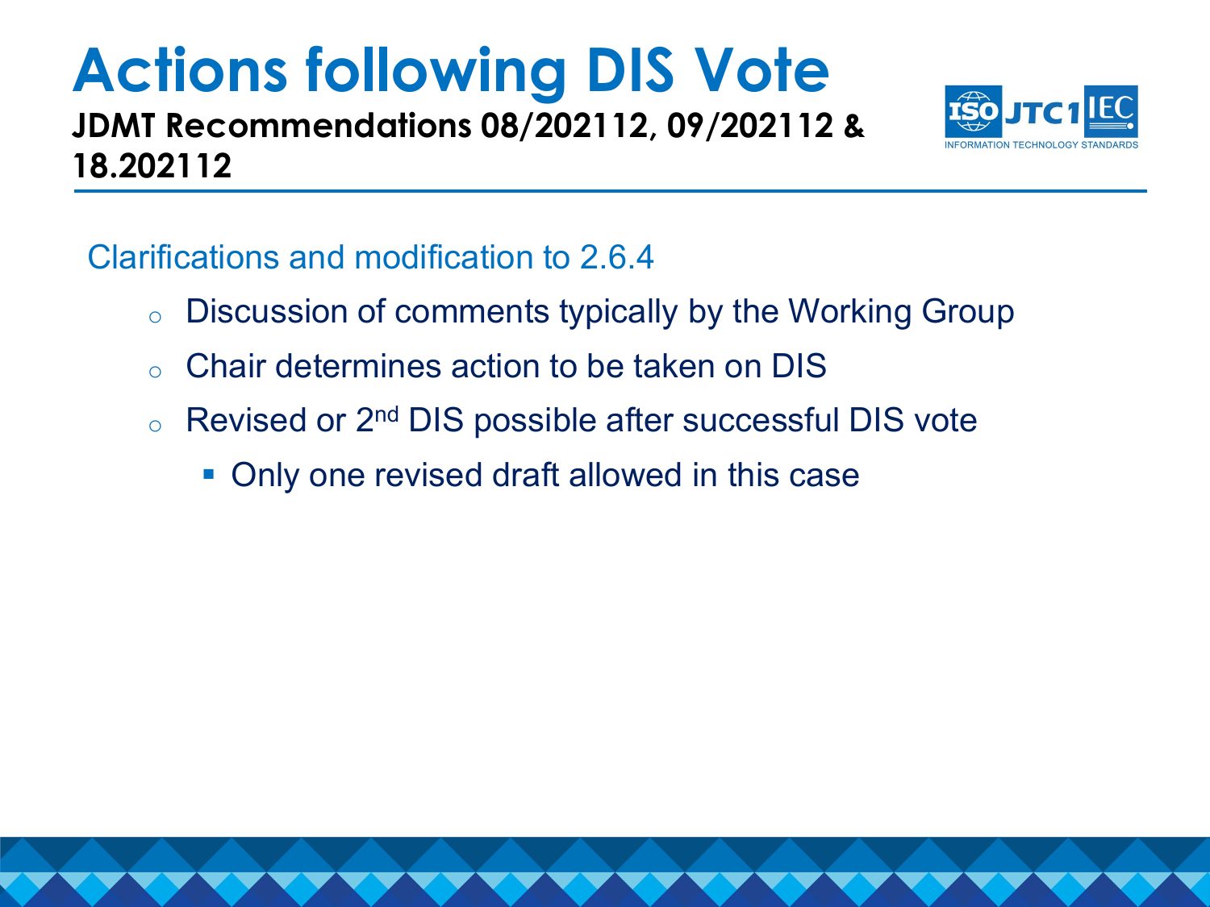# Actions following DIS Vote

**JDMT Recommendations 08/202112, 09/202112 & 18.202112**

Clarifications and modification to 2.6.4

- Discussion of comments typically by the Working Group
- Chair determines action to be taken on DIS
- Revised or 2nd DIS possible after successful DIS vote
  - Only one revised draft allowed in this case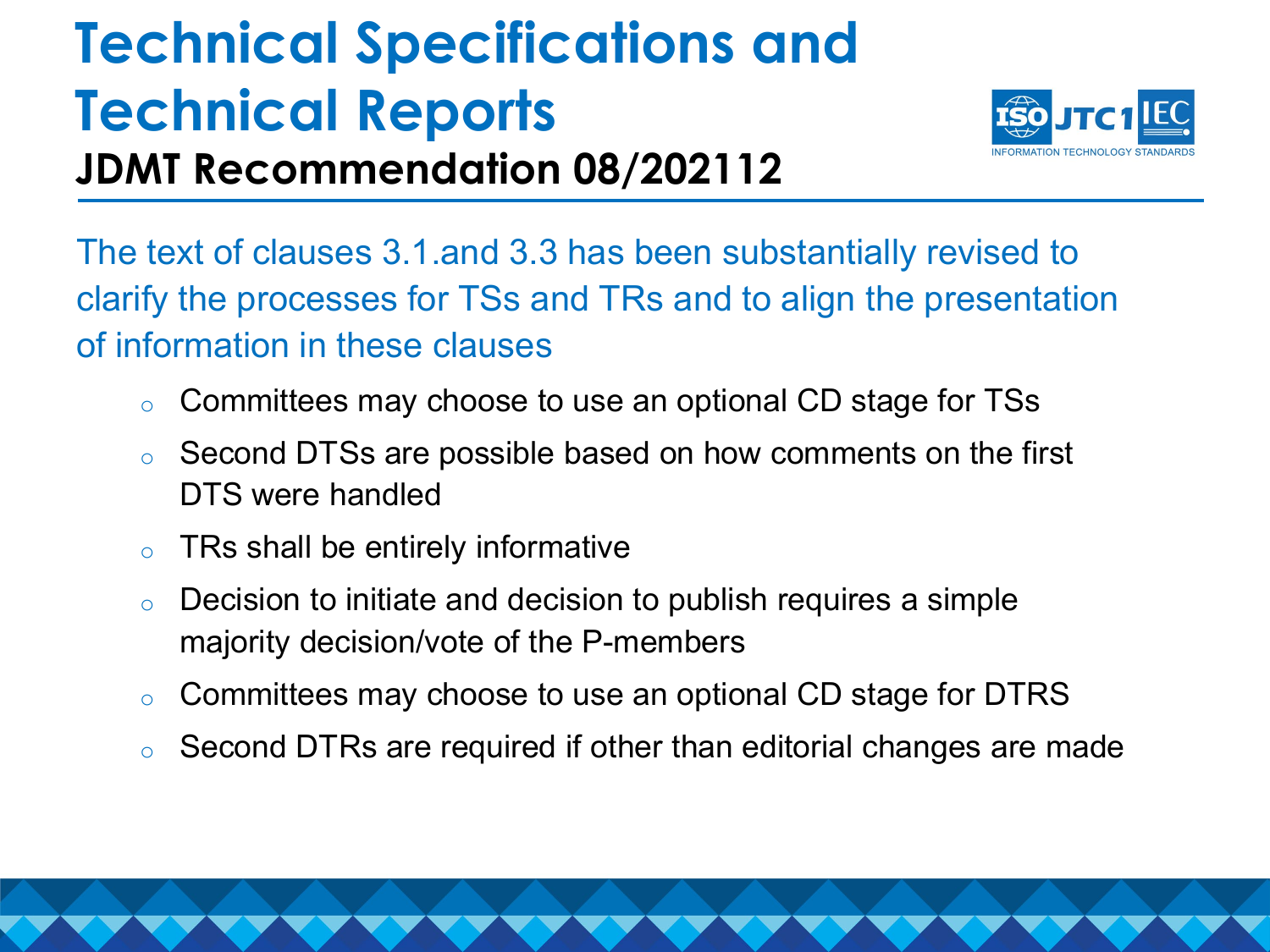# Technical Specifications and Technical Reports

## JDMT Recommendation 08/202112

The text of clauses 3.1.and 3.3 has been substantially revised to clarify the processes for TSs and TRs and to align the presentation of information in these clauses

- Committees may choose to use an optional CD stage for TSs
- Second DTSs are possible based on how comments on the first DTS were handled
- TRs shall be entirely informative
- Decision to initiate and decision to publish requires a simple majority decision/vote of the P-members
- Committees may choose to use an optional CD stage for DTRS
- Second DTRs are required if other than editorial changes are made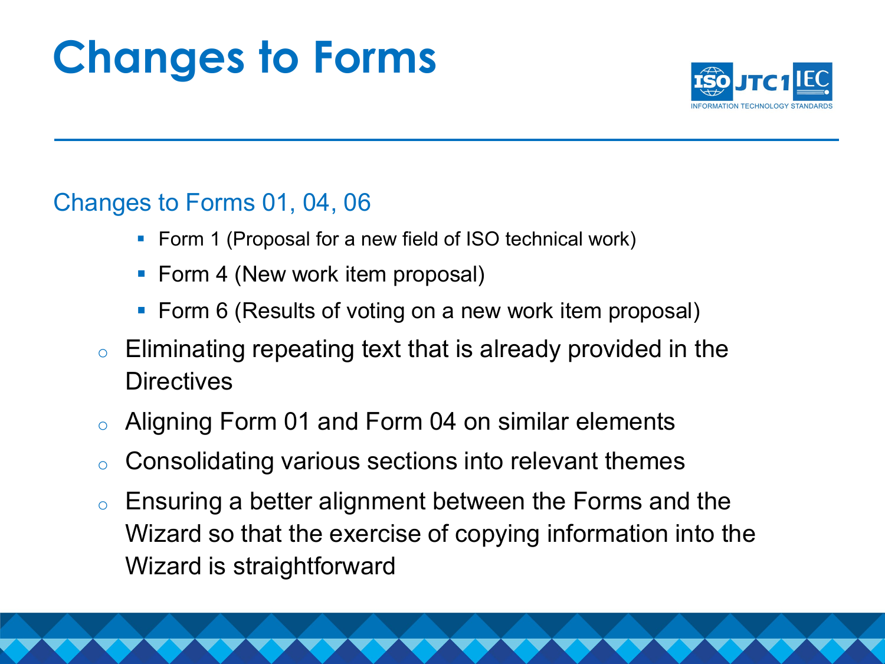# Changes to Forms

## Changes to Forms 01, 04, 06

- Form 1 (Proposal for a new field of ISO technical work)
- Form 4 (New work item proposal)
- Form 6 (Results of voting on a new work item proposal)

- Eliminating repeating text that is already provided in the Directives
- Aligning Form 01 and Form 04 on similar elements
- Consolidating various sections into relevant themes
- Ensuring a better alignment between the Forms and the Wizard so that the exercise of copying information into the Wizard is straightforward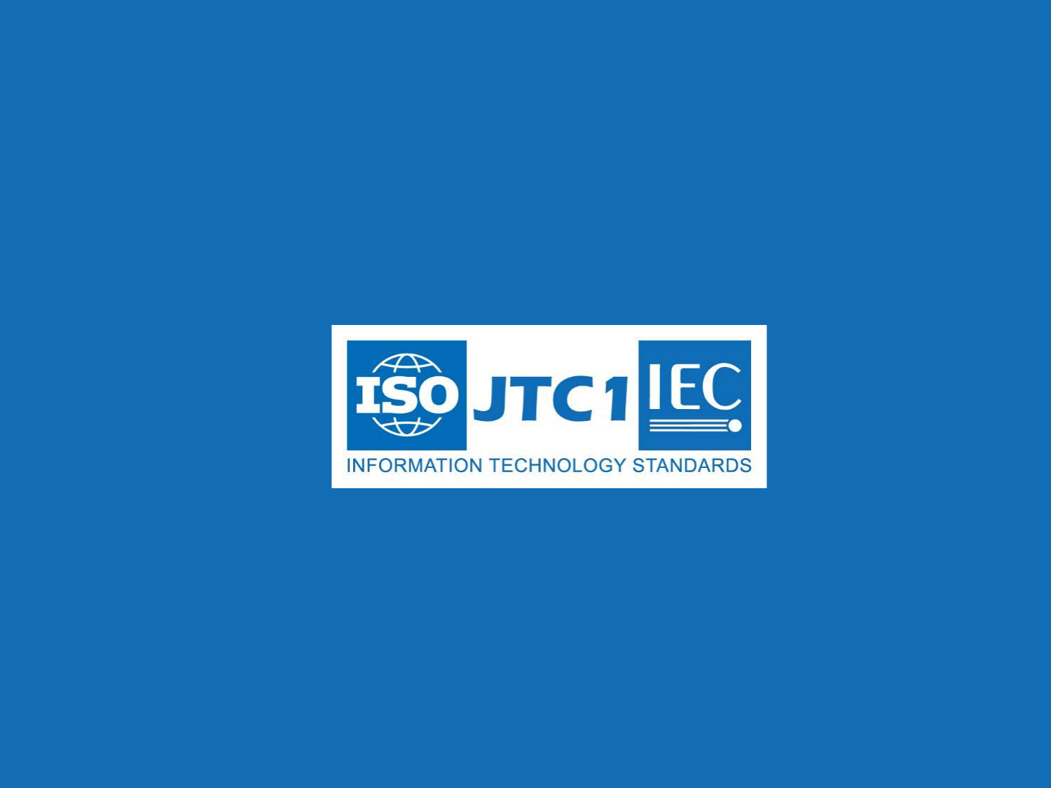ISO JTC 1 IEC

INFORMATION TECHNOLOGY STANDARDS